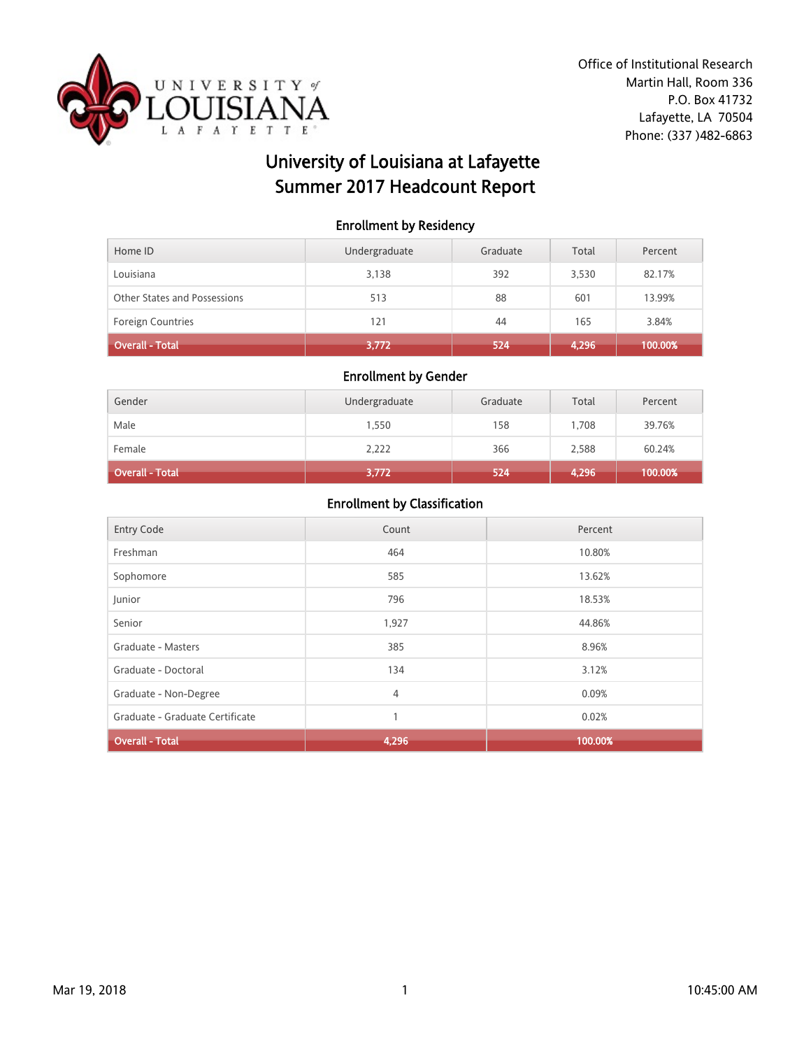Office of Institutional Research
Martin Hall, Room 336
P.O. Box 41732
Lafayette, LA 70504
Phone: (337 )482-6863

# University of Louisiana at Lafayette
# Summer 2017 Headcount Report

### Enrollment by Residency

| Home ID | Undergraduate | Graduate | Total | Percent |
|---|---|---|---|---|
| Louisiana | 3,138 | 392 | 3,530 | 82.17% |
| Other States and Possessions | 513 | 88 | 601 | 13.99% |
| Foreign Countries | 121 | 44 | 165 | 3.84% |
| **Overall - Total** | **3,772** | **524** | **4,296** | **100.00%** |

### Enrollment by Gender

| Gender | Undergraduate | Graduate | Total | Percent |
|---|---|---|---|---|
| Male | 1,550 | 158 | 1,708 | 39.76% |
| Female | 2,222 | 366 | 2,588 | 60.24% |
| **Overall - Total** | **3,772** | **524** | **4,296** | **100.00%** |

### Enrollment by Classification

| Entry Code | Count | Percent |
|---|---|---|
| Freshman | 464 | 10.80% |
| Sophomore | 585 | 13.62% |
| Junior | 796 | 18.53% |
| Senior | 1,927 | 44.86% |
| Graduate - Masters | 385 | 8.96% |
| Graduate - Doctoral | 134 | 3.12% |
| Graduate - Non-Degree | 4 | 0.09% |
| Graduate - Graduate Certificate | 1 | 0.02% |
| **Overall - Total** | **4,296** | **100.00%** |

Mar 19, 2018 10:45:00 AM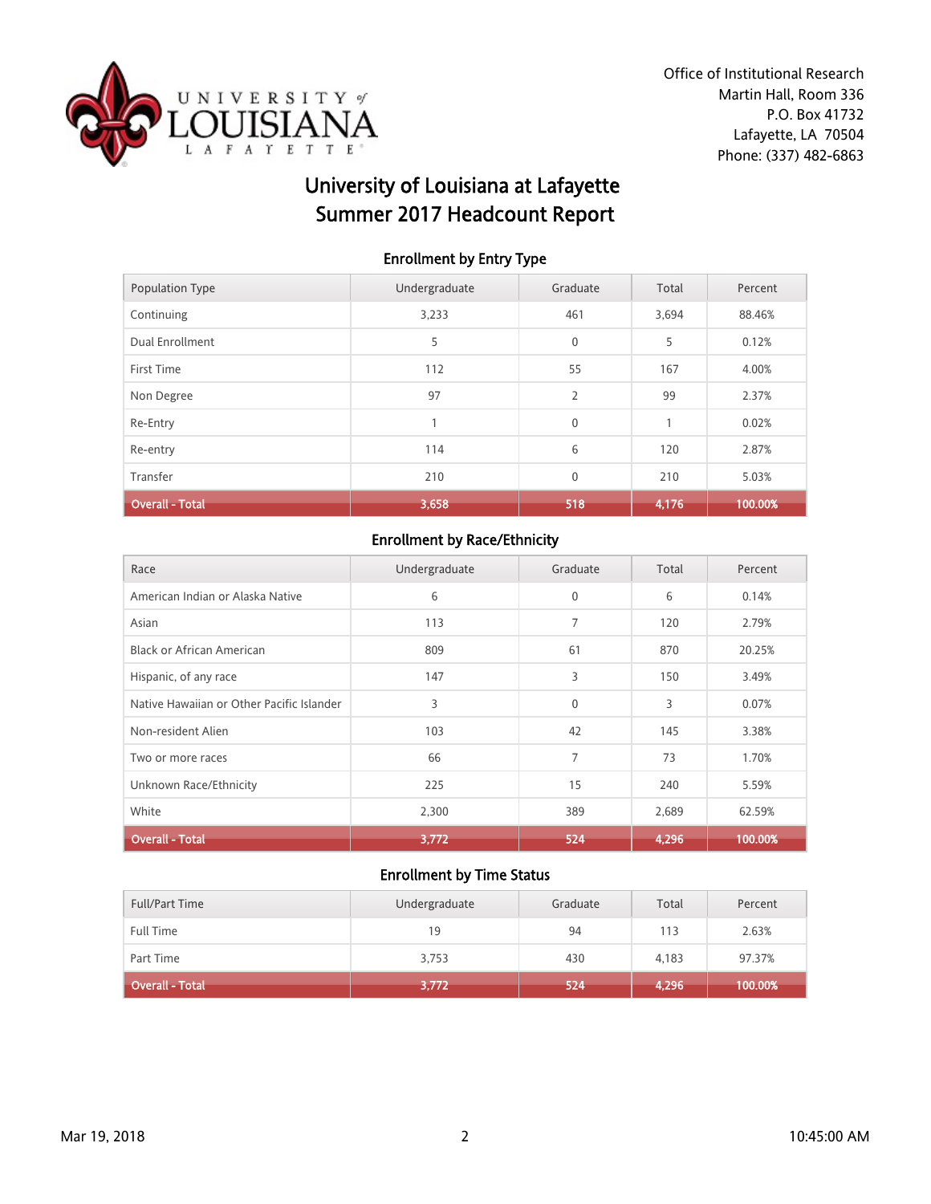Office of Institutional Research
Martin Hall, Room 336
P.O. Box 41732
Lafayette, LA 70504
Phone: (337) 482-6863

# University of Louisiana at Lafayette
# Summer 2017 Headcount Report

## Enrollment by Entry Type

| Population Type | Undergraduate | Graduate | Total | Percent |
|---|---|---|---|---|
| Continuing | 3,233 | 461 | 3,694 | 88.46% |
| Dual Enrollment | 5 | 0 | 5 | 0.12% |
| First Time | 112 | 55 | 167 | 4.00% |
| Non Degree | 97 | 2 | 99 | 2.37% |
| Re-Entry | 1 | 0 | 1 | 0.02% |
| Re-entry | 114 | 6 | 120 | 2.87% |
| Transfer | 210 | 0 | 210 | 5.03% |
| **Overall - Total** | **3,658** | **518** | **4,176** | **100.00%** |

## Enrollment by Race/Ethnicity

| Race | Undergraduate | Graduate | Total | Percent |
|---|---|---|---|---|
| American Indian or Alaska Native | 6 | 0 | 6 | 0.14% |
| Asian | 113 | 7 | 120 | 2.79% |
| Black or African American | 809 | 61 | 870 | 20.25% |
| Hispanic, of any race | 147 | 3 | 150 | 3.49% |
| Native Hawaiian or Other Pacific Islander | 3 | 0 | 3 | 0.07% |
| Non-resident Alien | 103 | 42 | 145 | 3.38% |
| Two or more races | 66 | 7 | 73 | 1.70% |
| Unknown Race/Ethnicity | 225 | 15 | 240 | 5.59% |
| White | 2,300 | 389 | 2,689 | 62.59% |
| **Overall - Total** | **3,772** | **524** | **4,296** | **100.00%** |

## Enrollment by Time Status

| Full/Part Time | Undergraduate | Graduate | Total | Percent |
|---|---|---|---|---|
| Full Time | 19 | 94 | 113 | 2.63% |
| Part Time | 3,753 | 430 | 4,183 | 97.37% |
| **Overall - Total** | **3,772** | **524** | **4,296** | **100.00%** |

Mar 19, 2018 10:45:00 AM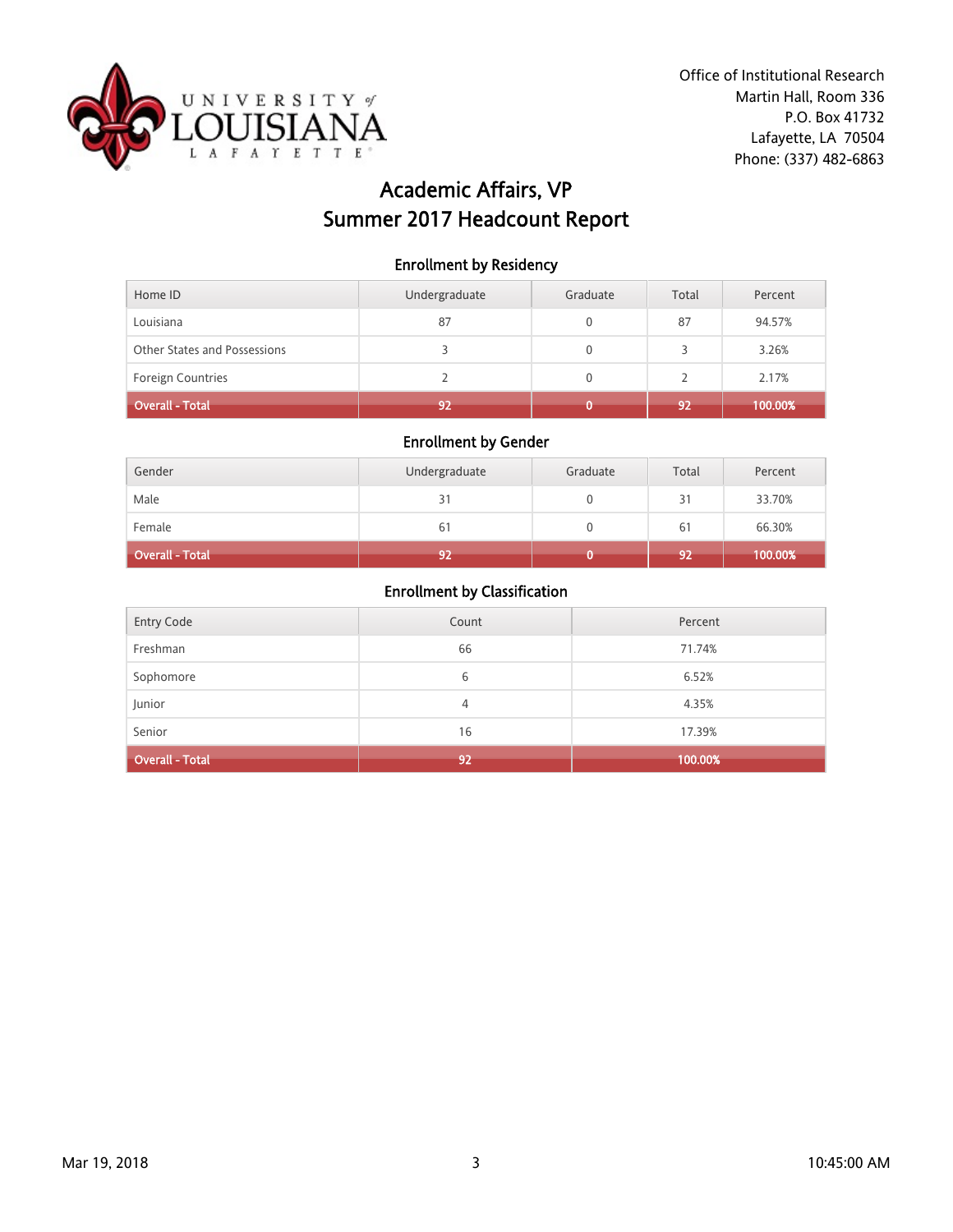Office of Institutional Research
Martin Hall, Room 336
P.O. Box 41732
Lafayette, LA 70504
Phone: (337) 482-6863

# Academic Affairs, VP
# Summer 2017 Headcount Report

## Enrollment by Residency

| Home ID | Undergraduate | Graduate | Total | Percent |
|---|---|---|---|---|
| Louisiana | 87 | 0 | 87 | 94.57% |
| Other States and Possessions | 3 | 0 | 3 | 3.26% |
| Foreign Countries | 2 | 0 | 2 | 2.17% |
| **Overall - Total** | **92** | **0** | **92** | **100.00%** |

## Enrollment by Gender

| Gender | Undergraduate | Graduate | Total | Percent |
|---|---|---|---|---|
| Male | 31 | 0 | 31 | 33.70% |
| Female | 61 | 0 | 61 | 66.30% |
| **Overall - Total** | **92** | **0** | **92** | **100.00%** |

## Enrollment by Classification

| Entry Code | Count | Percent |
|---|---|---|
| Freshman | 66 | 71.74% |
| Sophomore | 6 | 6.52% |
| Junior | 4 | 4.35% |
| Senior | 16 | 17.39% |
| **Overall - Total** | **92** | **100.00%** |

Mar 19, 2018 10:45:00 AM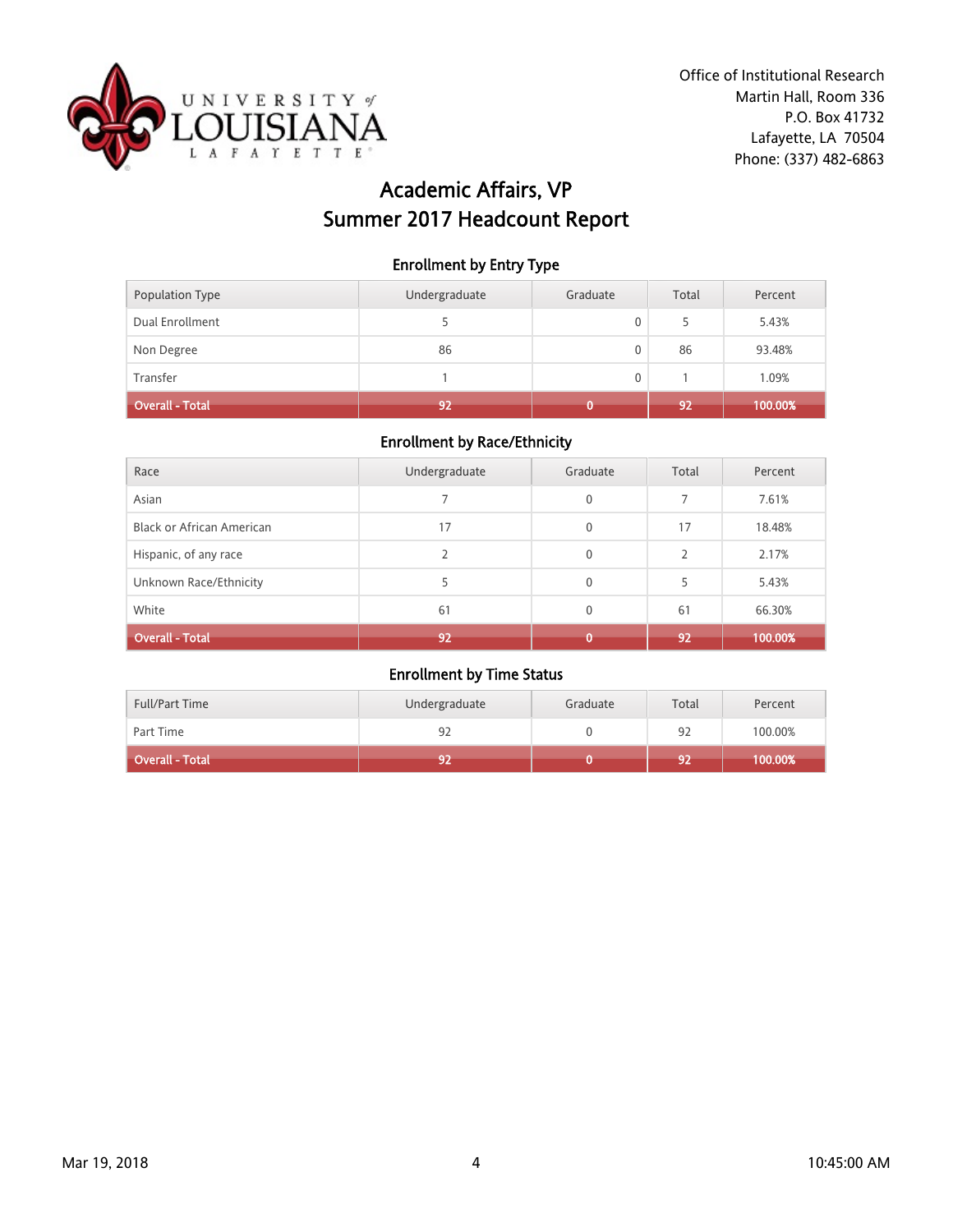Office of Institutional Research
Martin Hall, Room 336
P.O. Box 41732
Lafayette, LA 70504
Phone: (337) 482-6863

# Academic Affairs, VP
# Summer 2017 Headcount Report

### Enrollment by Entry Type

| Population Type | Undergraduate | Graduate | Total | Percent |
|---|---|---|---|---|
| Dual Enrollment | 5 | 0 | 5 | 5.43% |
| Non Degree | 86 | 0 | 86 | 93.48% |
| Transfer | 1 | 0 | 1 | 1.09% |
| **Overall - Total** | **92** | **0** | **92** | **100.00%** |

### Enrollment by Race/Ethnicity

| Race | Undergraduate | Graduate | Total | Percent |
|---|---|---|---|---|
| Asian | 7 | 0 | 7 | 7.61% |
| Black or African American | 17 | 0 | 17 | 18.48% |
| Hispanic, of any race | 2 | 0 | 2 | 2.17% |
| Unknown Race/Ethnicity | 5 | 0 | 5 | 5.43% |
| White | 61 | 0 | 61 | 66.30% |
| **Overall - Total** | **92** | **0** | **92** | **100.00%** |

### Enrollment by Time Status

| Full/Part Time | Undergraduate | Graduate | Total | Percent |
|---|---|---|---|---|
| Part Time | 92 | 0 | 92 | 100.00% |
| **Overall - Total** | **92** | **0** | **92** | **100.00%** |

Mar 19, 2018 10:45:00 AM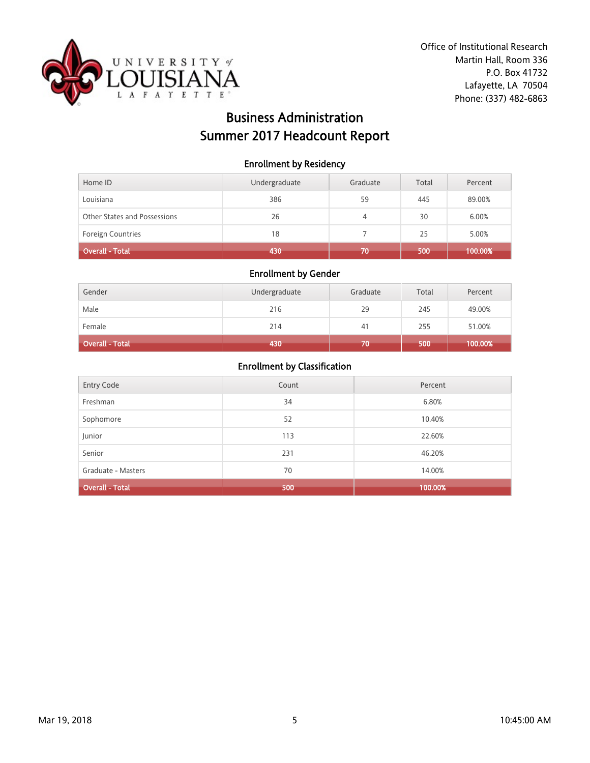Office of Institutional Research
Martin Hall, Room 336
P.O. Box 41732
Lafayette, LA 70504
Phone: (337) 482-6863

# Business Administration
# Summer 2017 Headcount Report

## Enrollment by Residency

| Home ID | Undergraduate | Graduate | Total | Percent |
|---|---|---|---|---|
| Louisiana | 386 | 59 | 445 | 89.00% |
| Other States and Possessions | 26 | 4 | 30 | 6.00% |
| Foreign Countries | 18 | 7 | 25 | 5.00% |
| **Overall - Total** | **430** | **70** | **500** | **100.00%** |

## Enrollment by Gender

| Gender | Undergraduate | Graduate | Total | Percent |
|---|---|---|---|---|
| Male | 216 | 29 | 245 | 49.00% |
| Female | 214 | 41 | 255 | 51.00% |
| **Overall - Total** | **430** | **70** | **500** | **100.00%** |

## Enrollment by Classification

| Entry Code | Count | Percent |
|---|---|---|
| Freshman | 34 | 6.80% |
| Sophomore | 52 | 10.40% |
| Junior | 113 | 22.60% |
| Senior | 231 | 46.20% |
| Graduate - Masters | 70 | 14.00% |
| **Overall - Total** | **500** | **100.00%** |

Mar 19, 2018 10:45:00 AM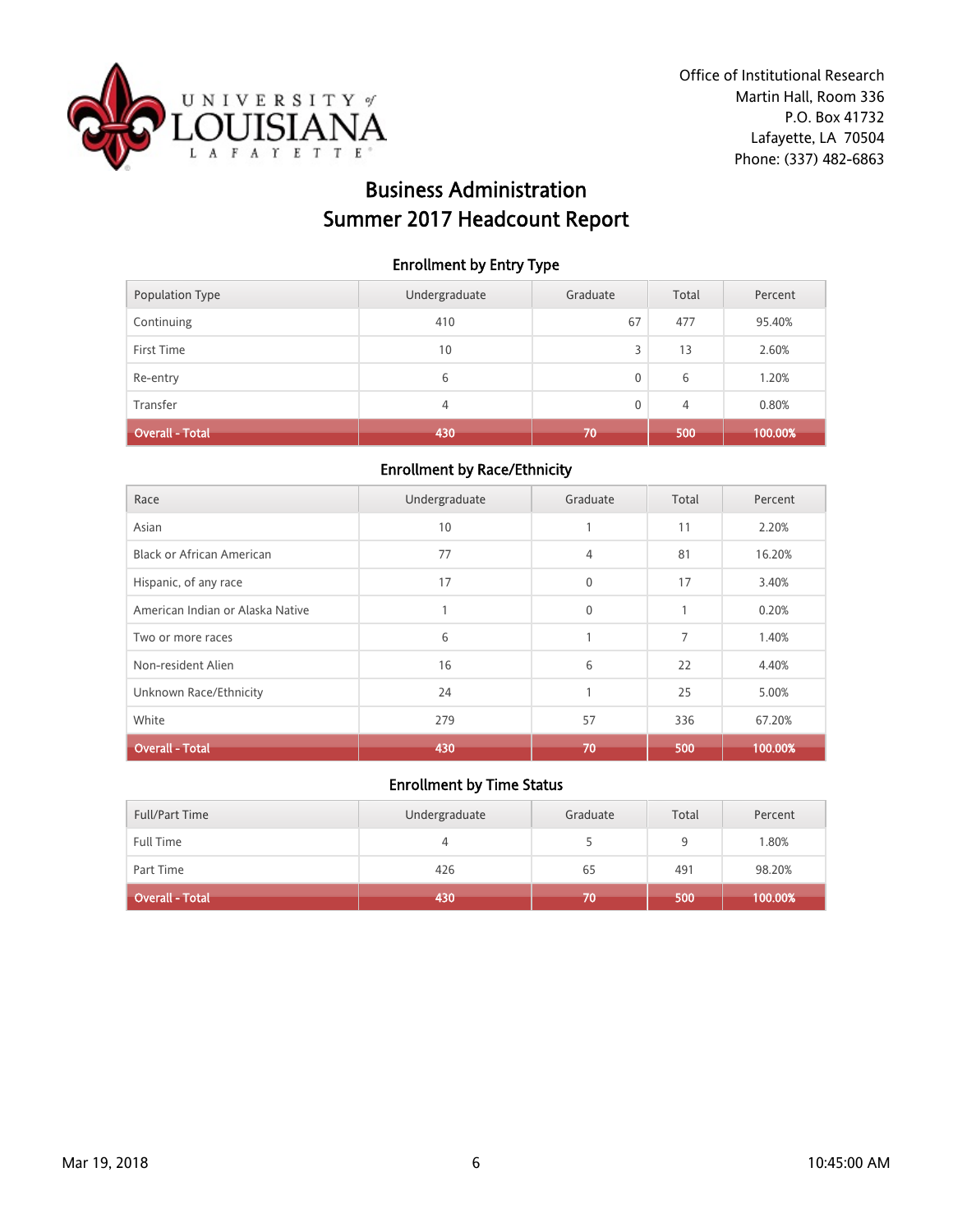Office of Institutional Research
Martin Hall, Room 336
P.O. Box 41732
Lafayette, LA 70504
Phone: (337) 482-6863

# Business Administration
# Summer 2017 Headcount Report

## Enrollment by Entry Type

| Population Type | Undergraduate | Graduate | Total | Percent |
|---|---|---|---|---|
| Continuing | 410 | 67 | 477 | 95.40% |
| First Time | 10 | 3 | 13 | 2.60% |
| Re-entry | 6 | 0 | 6 | 1.20% |
| Transfer | 4 | 0 | 4 | 0.80% |
| **Overall - Total** | **430** | **70** | **500** | **100.00%** |

## Enrollment by Race/Ethnicity

| Race | Undergraduate | Graduate | Total | Percent |
|---|---|---|---|---|
| Asian | 10 | 1 | 11 | 2.20% |
| Black or African American | 77 | 4 | 81 | 16.20% |
| Hispanic, of any race | 17 | 0 | 17 | 3.40% |
| American Indian or Alaska Native | 1 | 0 | 1 | 0.20% |
| Two or more races | 6 | 1 | 7 | 1.40% |
| Non-resident Alien | 16 | 6 | 22 | 4.40% |
| Unknown Race/Ethnicity | 24 | 1 | 25 | 5.00% |
| White | 279 | 57 | 336 | 67.20% |
| **Overall - Total** | **430** | **70** | **500** | **100.00%** |

## Enrollment by Time Status

| Full/Part Time | Undergraduate | Graduate | Total | Percent |
|---|---|---|---|---|
| Full Time | 4 | 5 | 9 | 1.80% |
| Part Time | 426 | 65 | 491 | 98.20% |
| **Overall - Total** | **430** | **70** | **500** | **100.00%** |

Mar 19, 2018 10:45:00 AM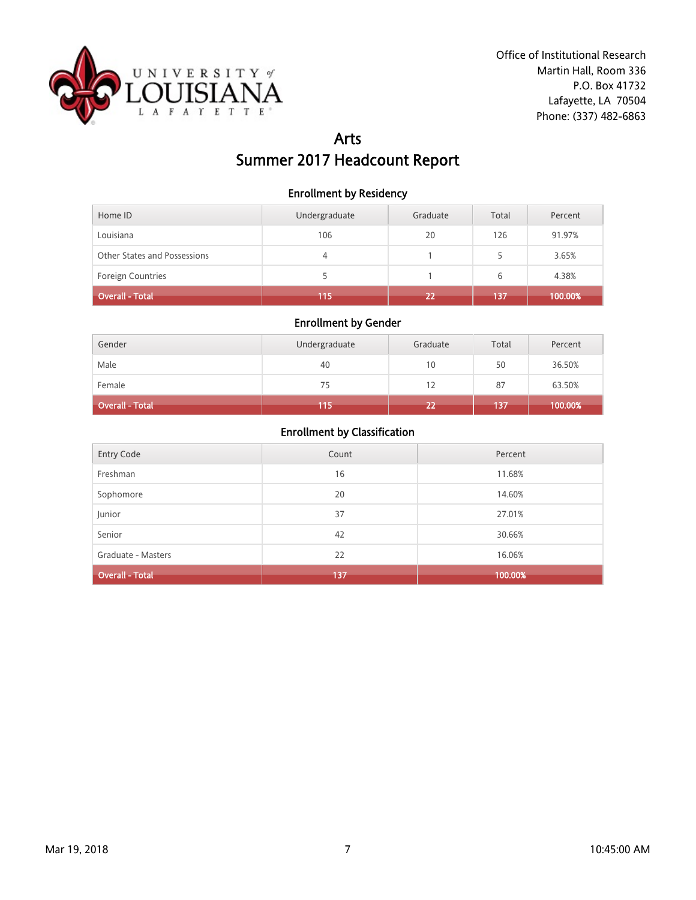Office of Institutional Research
Martin Hall, Room 336
P.O. Box 41732
Lafayette, LA 70504
Phone: (337) 482-6863

# Arts
# Summer 2017 Headcount Report

### Enrollment by Residency

| Home ID | Undergraduate | Graduate | Total | Percent |
|---|---|---|---|---|
| Louisiana | 106 | 20 | 126 | 91.97% |
| Other States and Possessions | 4 | 1 | 5 | 3.65% |
| Foreign Countries | 5 | 1 | 6 | 4.38% |
| **Overall - Total** | **115** | **22** | **137** | **100.00%** |

### Enrollment by Gender

| Gender | Undergraduate | Graduate | Total | Percent |
|---|---|---|---|---|
| Male | 40 | 10 | 50 | 36.50% |
| Female | 75 | 12 | 87 | 63.50% |
| **Overall - Total** | **115** | **22** | **137** | **100.00%** |

### Enrollment by Classification

| Entry Code | Count | Percent |
|---|---|---|
| Freshman | 16 | 11.68% |
| Sophomore | 20 | 14.60% |
| Junior | 37 | 27.01% |
| Senior | 42 | 30.66% |
| Graduate - Masters | 22 | 16.06% |
| **Overall - Total** | **137** | **100.00%** |

Mar 19, 2018 10:45:00 AM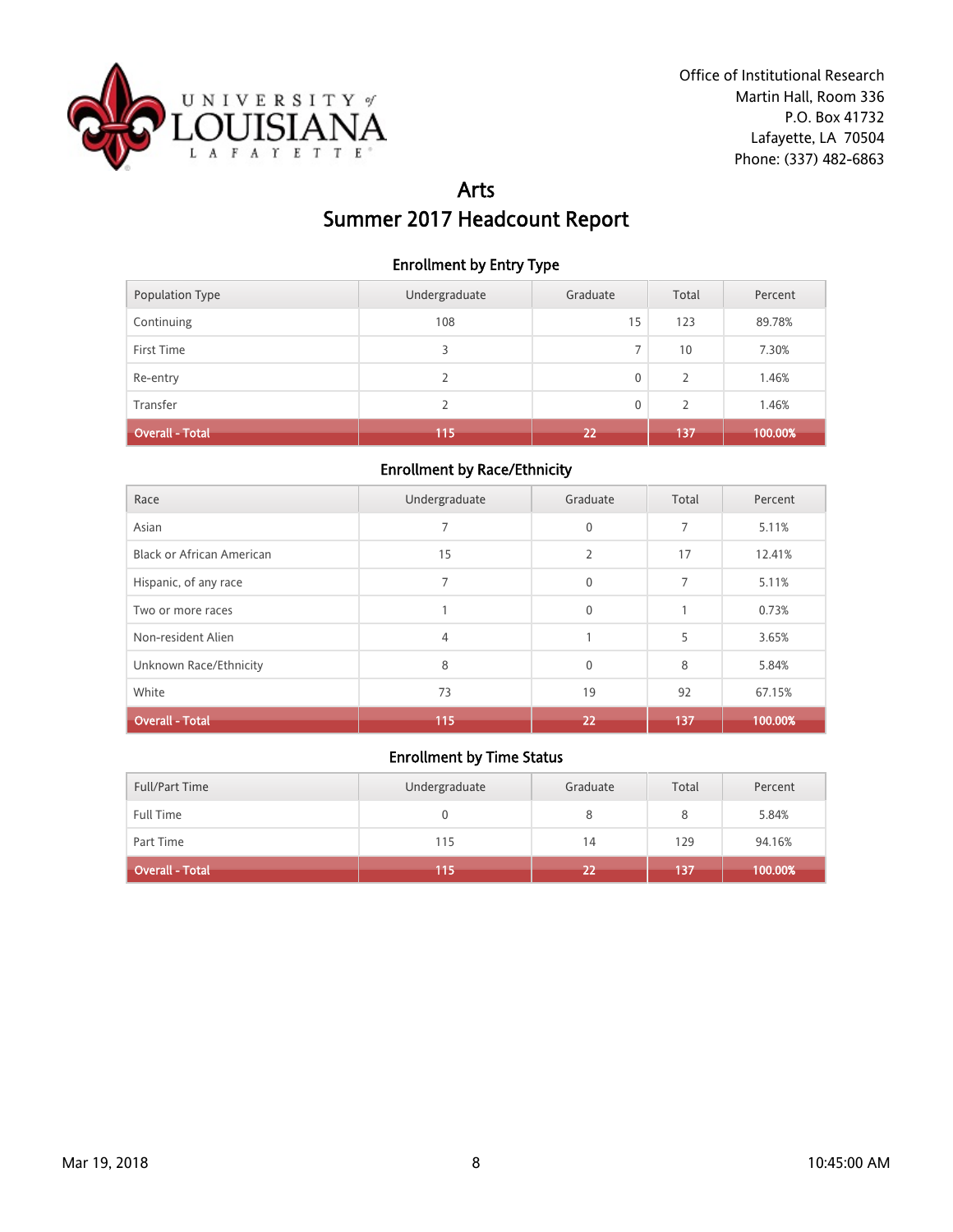Office of Institutional Research
Martin Hall, Room 336
P.O. Box 41732
Lafayette, LA 70504
Phone: (337) 482-6863

# Arts
# Summer 2017 Headcount Report

### Enrollment by Entry Type

| Population Type | Undergraduate | Graduate | Total | Percent |
|---|---|---|---|---|
| Continuing | 108 | 15 | 123 | 89.78% |
| First Time | 3 | 7 | 10 | 7.30% |
| Re-entry | 2 | 0 | 2 | 1.46% |
| Transfer | 2 | 0 | 2 | 1.46% |
| **Overall - Total** | **115** | **22** | **137** | **100.00%** |

### Enrollment by Race/Ethnicity

| Race | Undergraduate | Graduate | Total | Percent |
|---|---|---|---|---|
| Asian | 7 | 0 | 7 | 5.11% |
| Black or African American | 15 | 2 | 17 | 12.41% |
| Hispanic, of any race | 7 | 0 | 7 | 5.11% |
| Two or more races | 1 | 0 | 1 | 0.73% |
| Non-resident Alien | 4 | 1 | 5 | 3.65% |
| Unknown Race/Ethnicity | 8 | 0 | 8 | 5.84% |
| White | 73 | 19 | 92 | 67.15% |
| **Overall - Total** | **115** | **22** | **137** | **100.00%** |

### Enrollment by Time Status

| Full/Part Time | Undergraduate | Graduate | Total | Percent |
|---|---|---|---|---|
| Full Time | 0 | 8 | 8 | 5.84% |
| Part Time | 115 | 14 | 129 | 94.16% |
| **Overall - Total** | **115** | **22** | **137** | **100.00%** |

Mar 19, 2018 10:45:00 AM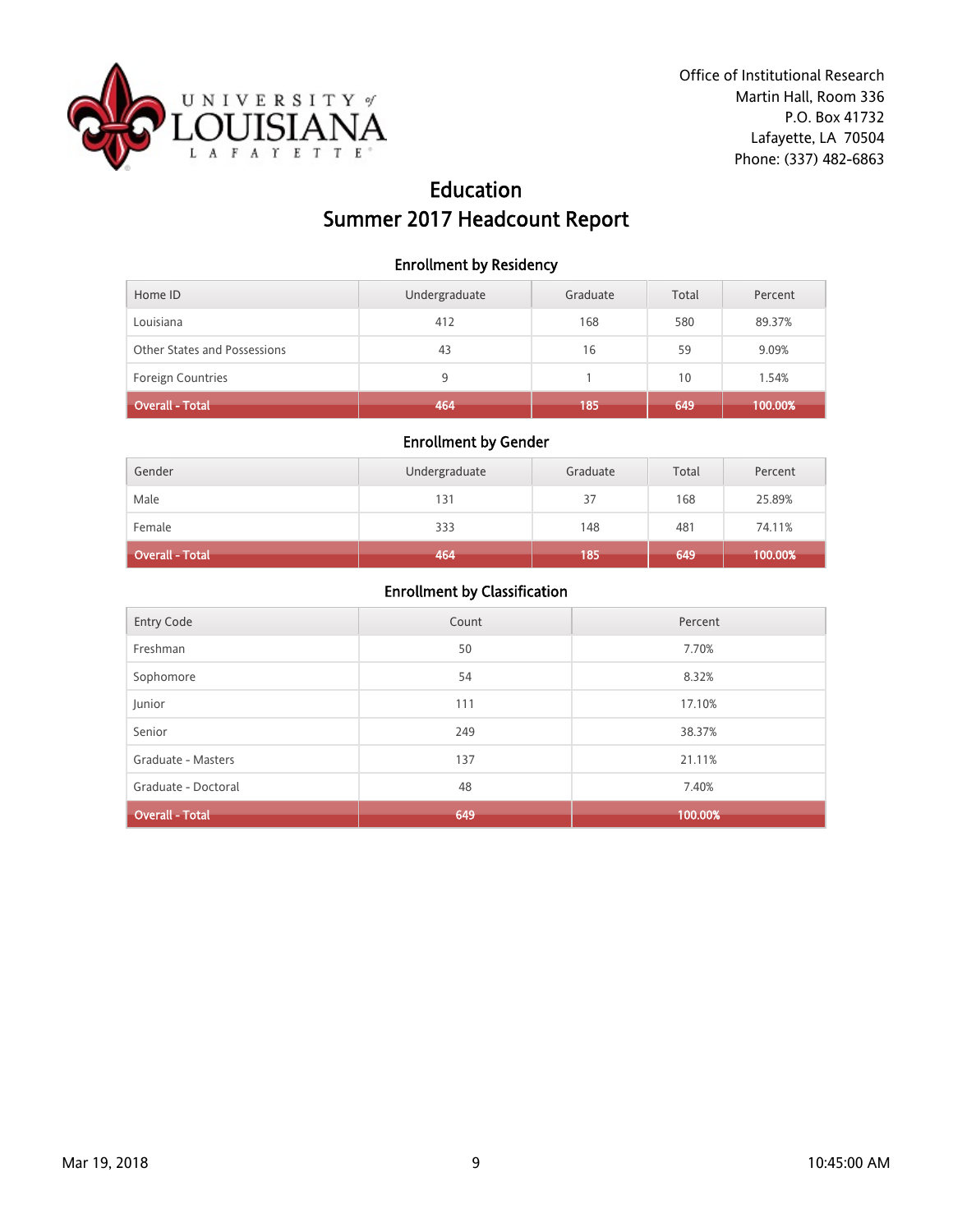Office of Institutional Research
Martin Hall, Room 336
P.O. Box 41732
Lafayette, LA 70504
Phone: (337) 482-6863

# Education
# Summer 2017 Headcount Report

### Enrollment by Residency

| Home ID | Undergraduate | Graduate | Total | Percent |
|---|---|---|---|---|
| Louisiana | 412 | 168 | 580 | 89.37% |
| Other States and Possessions | 43 | 16 | 59 | 9.09% |
| Foreign Countries | 9 | 1 | 10 | 1.54% |
| **Overall - Total** | **464** | **185** | **649** | **100.00%** |

### Enrollment by Gender

| Gender | Undergraduate | Graduate | Total | Percent |
|---|---|---|---|---|
| Male | 131 | 37 | 168 | 25.89% |
| Female | 333 | 148 | 481 | 74.11% |
| **Overall - Total** | **464** | **185** | **649** | **100.00%** |

### Enrollment by Classification

| Entry Code | Count | Percent |
|---|---|---|
| Freshman | 50 | 7.70% |
| Sophomore | 54 | 8.32% |
| Junior | 111 | 17.10% |
| Senior | 249 | 38.37% |
| Graduate - Masters | 137 | 21.11% |
| Graduate - Doctoral | 48 | 7.40% |
| **Overall - Total** | **649** | **100.00%** |

Mar 19, 2018 10:45:00 AM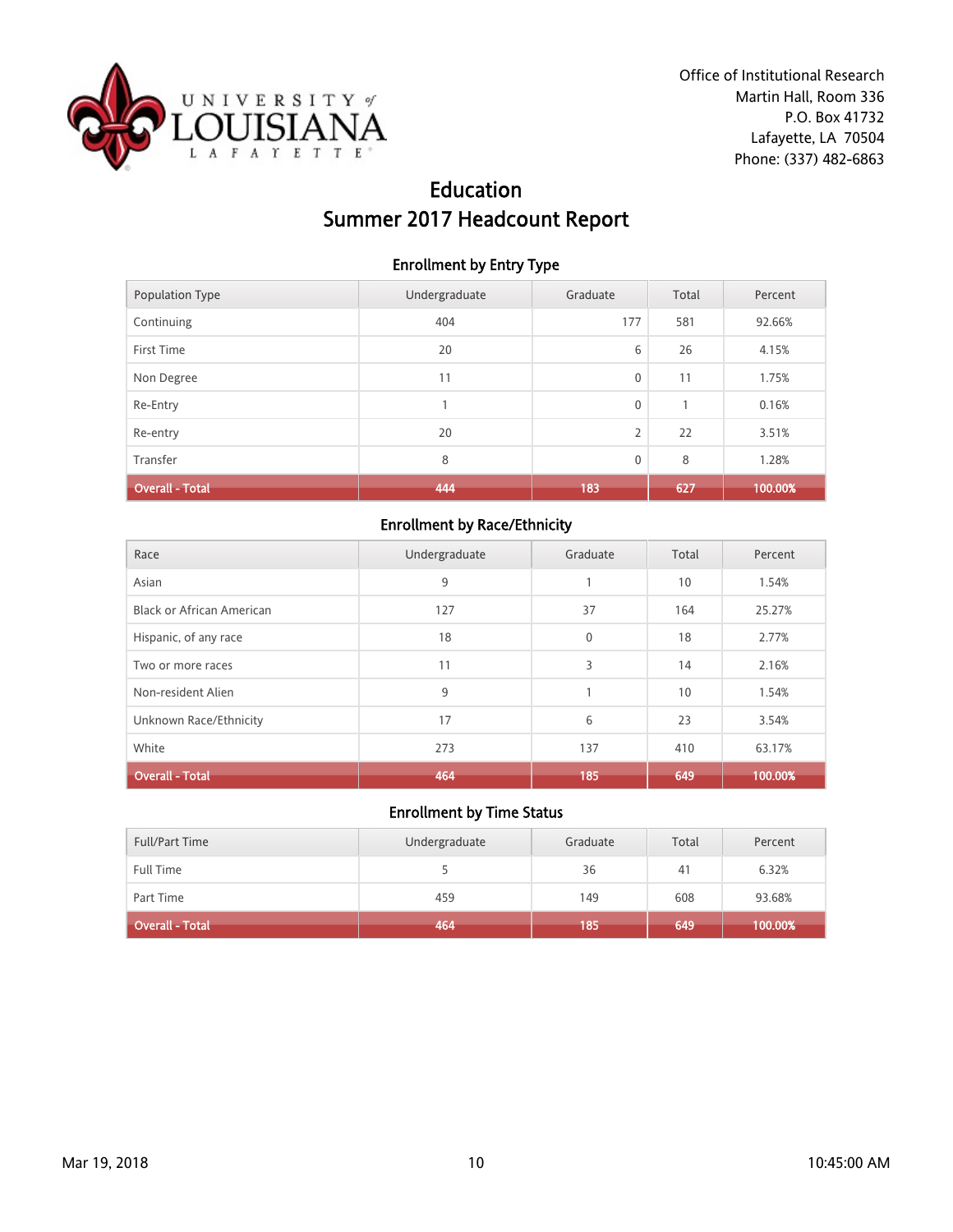Office of Institutional Research
Martin Hall, Room 336
P.O. Box 41732
Lafayette, LA 70504
Phone: (337) 482-6863

# Education
# Summer 2017 Headcount Report

## Enrollment by Entry Type

| Population Type | Undergraduate | Graduate | Total | Percent |
|---|---|---|---|---|
| Continuing | 404 | 177 | 581 | 92.66% |
| First Time | 20 | 6 | 26 | 4.15% |
| Non Degree | 11 | 0 | 11 | 1.75% |
| Re-Entry | 1 | 0 | 1 | 0.16% |
| Re-entry | 20 | 2 | 22 | 3.51% |
| Transfer | 8 | 0 | 8 | 1.28% |
| **Overall - Total** | **444** | **183** | **627** | **100.00%** |

## Enrollment by Race/Ethnicity

| Race | Undergraduate | Graduate | Total | Percent |
|---|---|---|---|---|
| Asian | 9 | 1 | 10 | 1.54% |
| Black or African American | 127 | 37 | 164 | 25.27% |
| Hispanic, of any race | 18 | 0 | 18 | 2.77% |
| Two or more races | 11 | 3 | 14 | 2.16% |
| Non-resident Alien | 9 | 1 | 10 | 1.54% |
| Unknown Race/Ethnicity | 17 | 6 | 23 | 3.54% |
| White | 273 | 137 | 410 | 63.17% |
| **Overall - Total** | **464** | **185** | **649** | **100.00%** |

## Enrollment by Time Status

| Full/Part Time | Undergraduate | Graduate | Total | Percent |
|---|---|---|---|---|
| Full Time | 5 | 36 | 41 | 6.32% |
| Part Time | 459 | 149 | 608 | 93.68% |
| **Overall - Total** | **464** | **185** | **649** | **100.00%** |

Mar 19, 2018 10:45:00 AM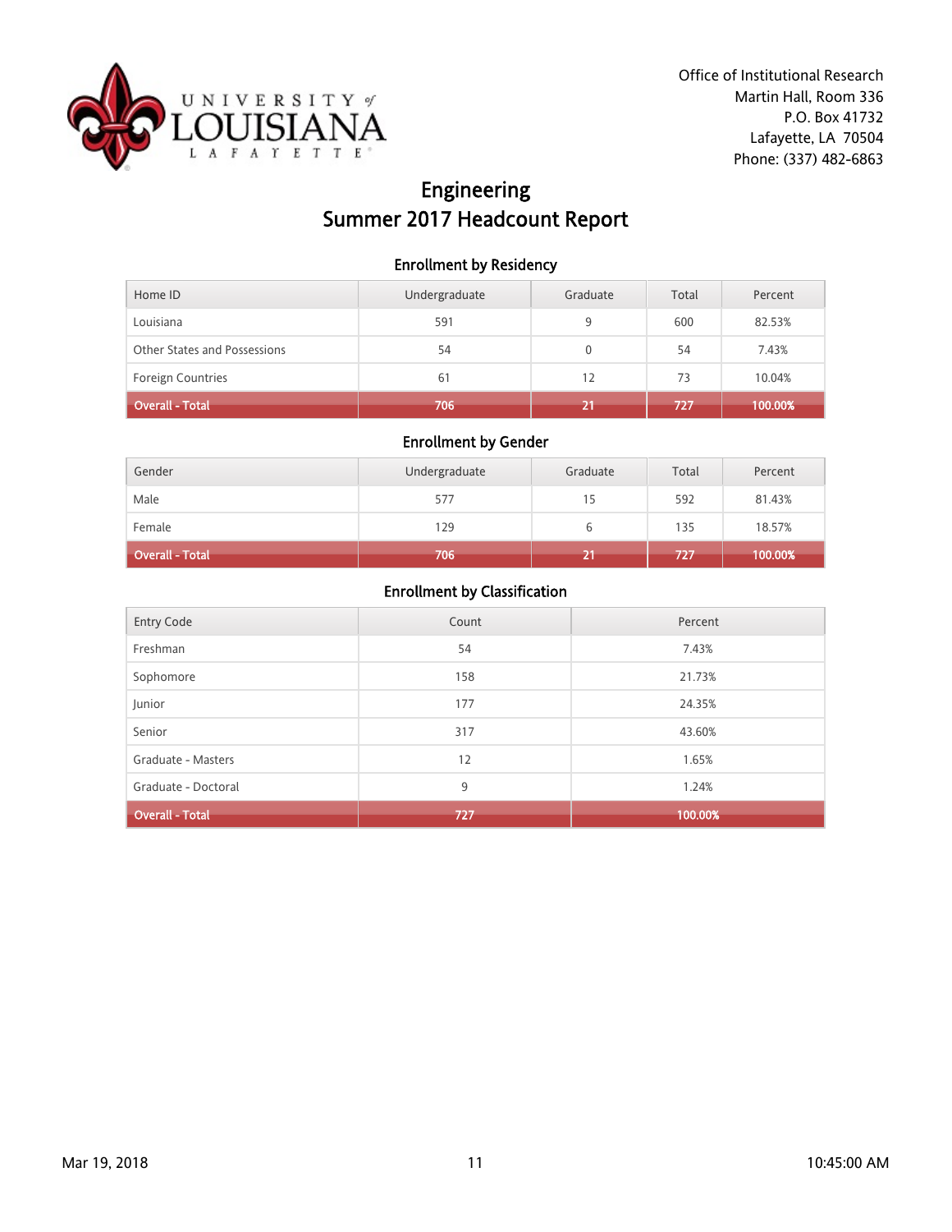Office of Institutional Research
Martin Hall, Room 336
P.O. Box 41732
Lafayette, LA 70504
Phone: (337) 482-6863

# Engineering
# Summer 2017 Headcount Report

## Enrollment by Residency

| Home ID | Undergraduate | Graduate | Total | Percent |
|---|---|---|---|---|
| Louisiana | 591 | 9 | 600 | 82.53% |
| Other States and Possessions | 54 | 0 | 54 | 7.43% |
| Foreign Countries | 61 | 12 | 73 | 10.04% |
| **Overall - Total** | **706** | **21** | **727** | **100.00%** |

## Enrollment by Gender

| Gender | Undergraduate | Graduate | Total | Percent |
|---|---|---|---|---|
| Male | 577 | 15 | 592 | 81.43% |
| Female | 129 | 6 | 135 | 18.57% |
| **Overall - Total** | **706** | **21** | **727** | **100.00%** |

## Enrollment by Classification

| Entry Code | Count | Percent |
|---|---|---|
| Freshman | 54 | 7.43% |
| Sophomore | 158 | 21.73% |
| Junior | 177 | 24.35% |
| Senior | 317 | 43.60% |
| Graduate - Masters | 12 | 1.65% |
| Graduate - Doctoral | 9 | 1.24% |
| **Overall - Total** | **727** | **100.00%** |

Mar 19, 2018 10:45:00 AM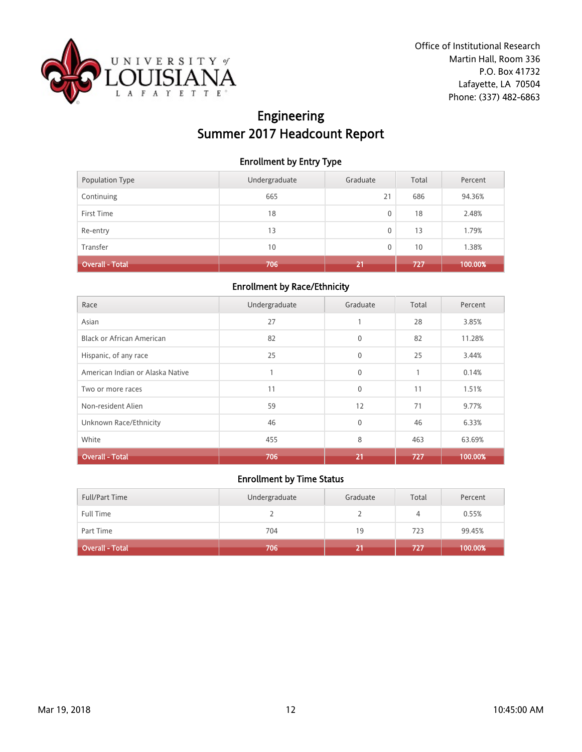Office of Institutional Research
Martin Hall, Room 336
P.O. Box 41732
Lafayette, LA 70504
Phone: (337) 482-6863

# Engineering
# Summer 2017 Headcount Report

### Enrollment by Entry Type

| Population Type | Undergraduate | Graduate | Total | Percent |
|---|---|---|---|---|
| Continuing | 665 | 21 | 686 | 94.36% |
| First Time | 18 | 0 | 18 | 2.48% |
| Re-entry | 13 | 0 | 13 | 1.79% |
| Transfer | 10 | 0 | 10 | 1.38% |
| **Overall - Total** | **706** | **21** | **727** | **100.00%** |

### Enrollment by Race/Ethnicity

| Race | Undergraduate | Graduate | Total | Percent |
|---|---|---|---|---|
| Asian | 27 | 1 | 28 | 3.85% |
| Black or African American | 82 | 0 | 82 | 11.28% |
| Hispanic, of any race | 25 | 0 | 25 | 3.44% |
| American Indian or Alaska Native | 1 | 0 | 1 | 0.14% |
| Two or more races | 11 | 0 | 11 | 1.51% |
| Non-resident Alien | 59 | 12 | 71 | 9.77% |
| Unknown Race/Ethnicity | 46 | 0 | 46 | 6.33% |
| White | 455 | 8 | 463 | 63.69% |
| **Overall - Total** | **706** | **21** | **727** | **100.00%** |

### Enrollment by Time Status

| Full/Part Time | Undergraduate | Graduate | Total | Percent |
|---|---|---|---|---|
| Full Time | 2 | 2 | 4 | 0.55% |
| Part Time | 704 | 19 | 723 | 99.45% |
| **Overall - Total** | **706** | **21** | **727** | **100.00%** |

Mar 19, 2018 10:45:00 AM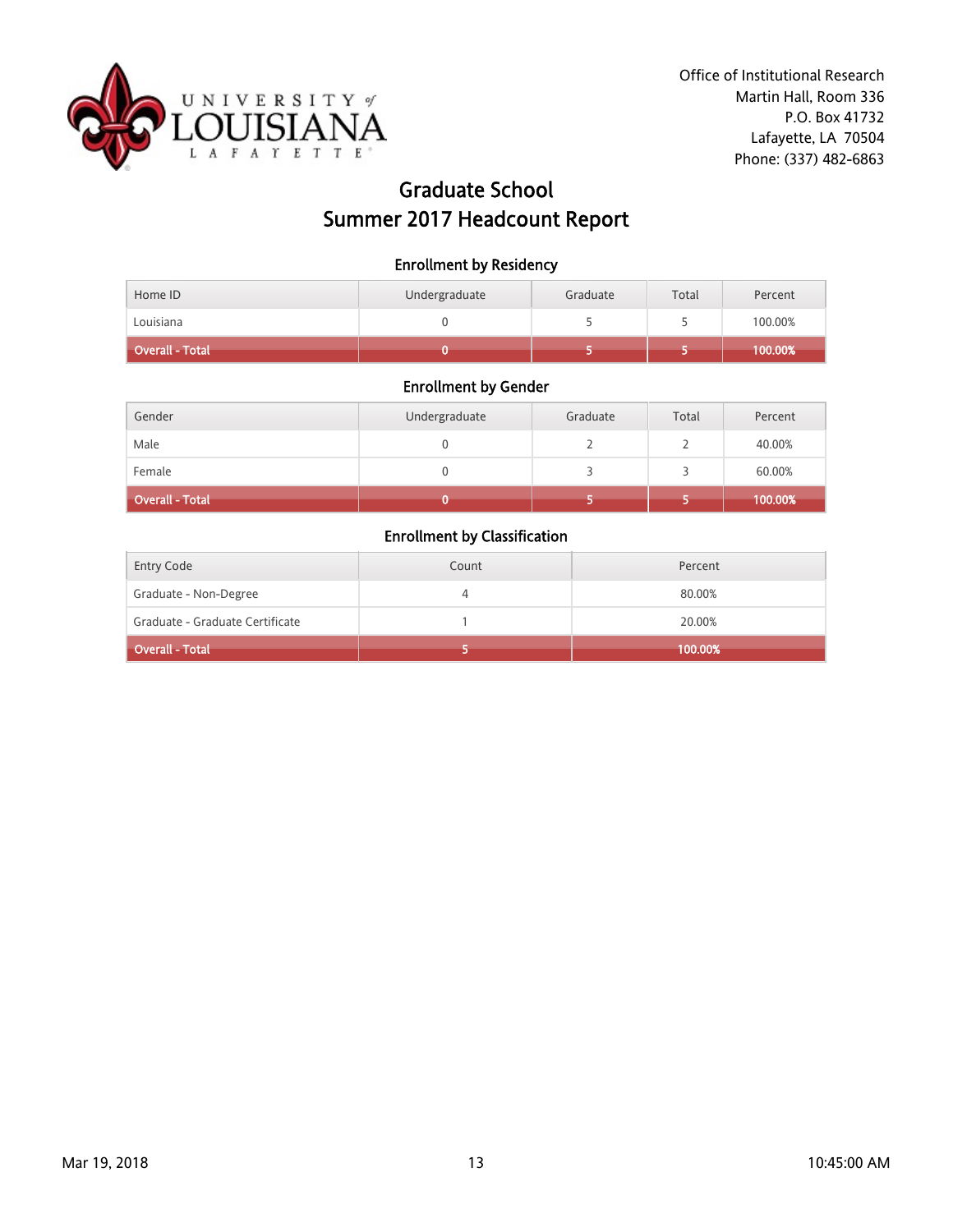Office of Institutional Research
Martin Hall, Room 336
P.O. Box 41732
Lafayette, LA 70504
Phone: (337) 482-6863

# Graduate School
# Summer 2017 Headcount Report

### Enrollment by Residency

| Home ID | Undergraduate | Graduate | Total | Percent |
|---|---|---|---|---|
| Louisiana | 0 | 5 | 5 | 100.00% |
| **Overall - Total** | **0** | **5** | **5** | **100.00%** |

### Enrollment by Gender

| Gender | Undergraduate | Graduate | Total | Percent |
|---|---|---|---|---|
| Male | 0 | 2 | 2 | 40.00% |
| Female | 0 | 3 | 3 | 60.00% |
| **Overall - Total** | **0** | **5** | **5** | **100.00%** |

### Enrollment by Classification

| Entry Code | Count | Percent |
|---|---|---|
| Graduate - Non-Degree | 4 | 80.00% |
| Graduate - Graduate Certificate | 1 | 20.00% |
| **Overall - Total** | **5** | **100.00%** |

Mar 19, 2018 10:45:00 AM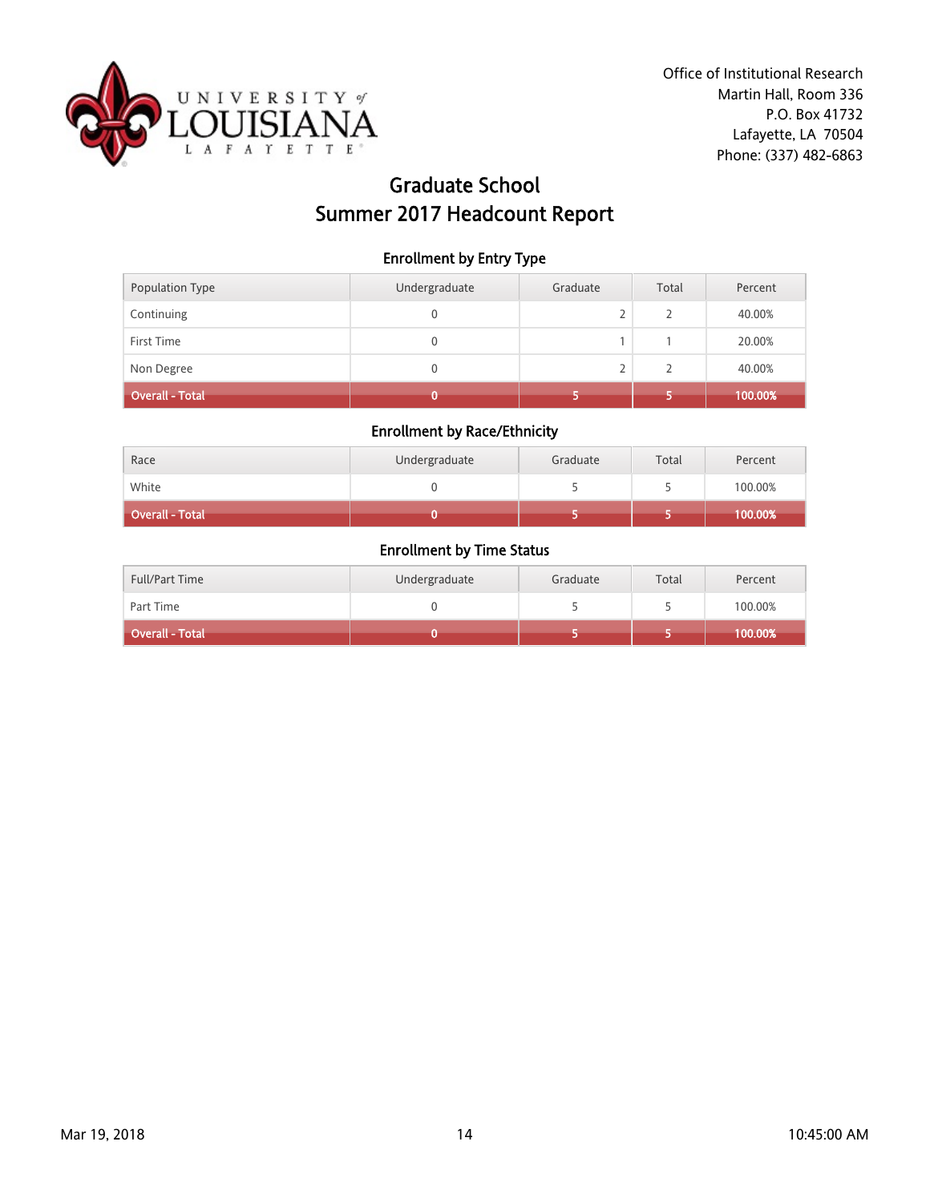Office of Institutional Research
Martin Hall, Room 336
P.O. Box 41732
Lafayette, LA 70504
Phone: (337) 482-6863

# Graduate School
# Summer 2017 Headcount Report

### Enrollment by Entry Type

| Population Type | Undergraduate | Graduate | Total | Percent |
|---|---|---|---|---|
| Continuing | 0 | 2 | 2 | 40.00% |
| First Time | 0 | 1 | 1 | 20.00% |
| Non Degree | 0 | 2 | 2 | 40.00% |
| **Overall - Total** | **0** | **5** | **5** | **100.00%** |

### Enrollment by Race/Ethnicity

| Race | Undergraduate | Graduate | Total | Percent |
|---|---|---|---|---|
| White | 0 | 5 | 5 | 100.00% |
| **Overall - Total** | **0** | **5** | **5** | **100.00%** |

### Enrollment by Time Status

| Full/Part Time | Undergraduate | Graduate | Total | Percent |
|---|---|---|---|---|
| Part Time | 0 | 5 | 5 | 100.00% |
| **Overall - Total** | **0** | **5** | **5** | **100.00%** |

Mar 19, 2018 10:45:00 AM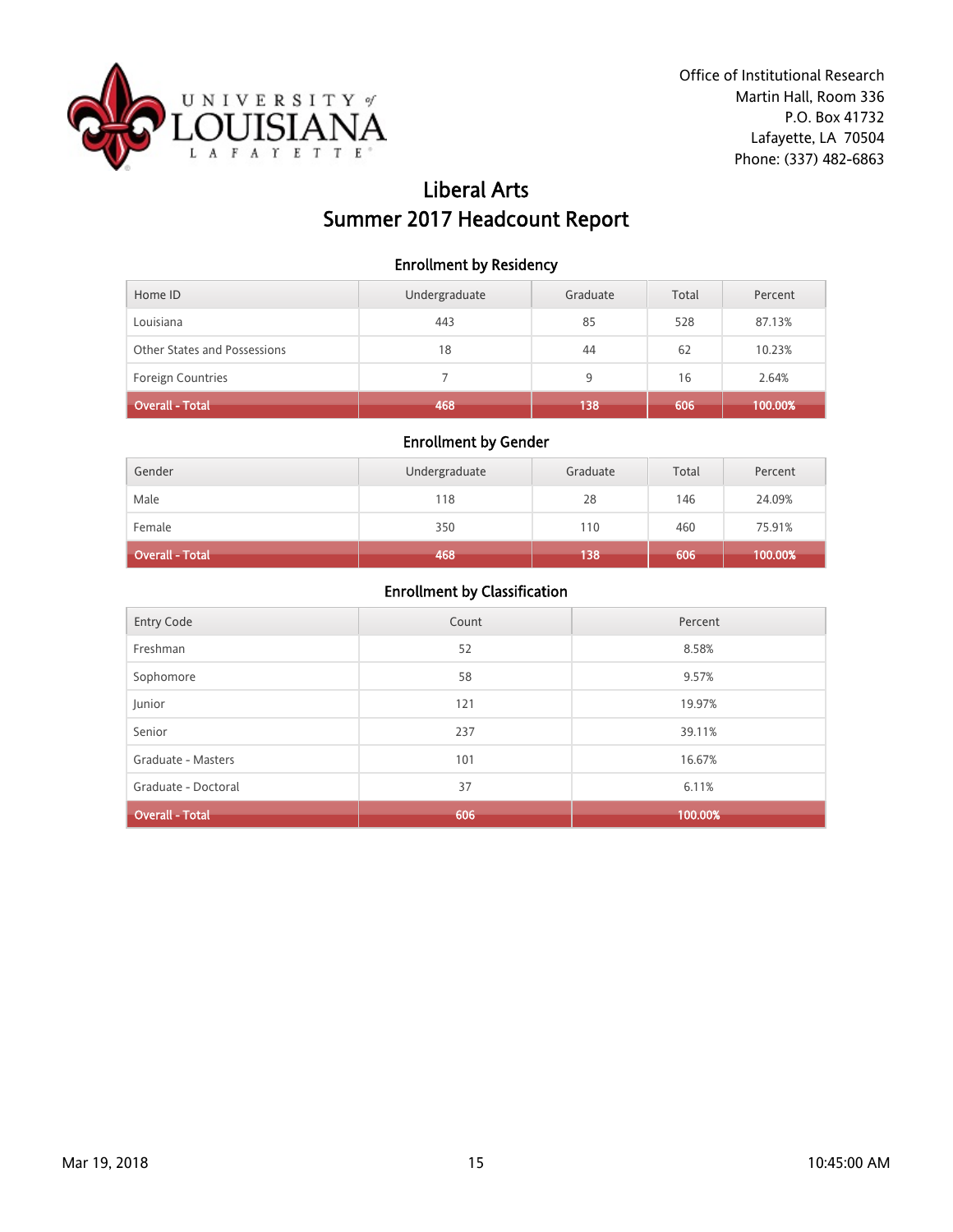Office of Institutional Research
Martin Hall, Room 336
P.O. Box 41732
Lafayette, LA 70504
Phone: (337) 482-6863

# Liberal Arts
# Summer 2017 Headcount Report

### Enrollment by Residency

| Home ID | Undergraduate | Graduate | Total | Percent |
|---|---|---|---|---|
| Louisiana | 443 | 85 | 528 | 87.13% |
| Other States and Possessions | 18 | 44 | 62 | 10.23% |
| Foreign Countries | 7 | 9 | 16 | 2.64% |
| **Overall - Total** | **468** | **138** | **606** | **100.00%** |

### Enrollment by Gender

| Gender | Undergraduate | Graduate | Total | Percent |
|---|---|---|---|---|
| Male | 118 | 28 | 146 | 24.09% |
| Female | 350 | 110 | 460 | 75.91% |
| **Overall - Total** | **468** | **138** | **606** | **100.00%** |

### Enrollment by Classification

| Entry Code | Count | Percent |
|---|---|---|
| Freshman | 52 | 8.58% |
| Sophomore | 58 | 9.57% |
| Junior | 121 | 19.97% |
| Senior | 237 | 39.11% |
| Graduate - Masters | 101 | 16.67% |
| Graduate - Doctoral | 37 | 6.11% |
| **Overall - Total** | **606** | **100.00%** |

Mar 19, 2018 10:45:00 AM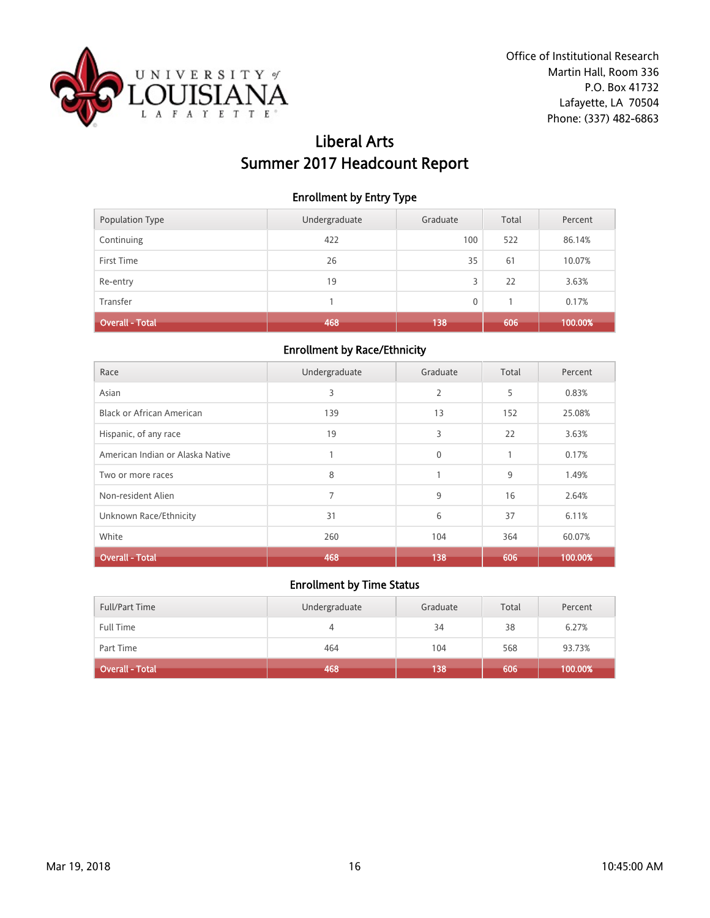UNIVERSITY of LOUISIANA LAFAYETTE

Office of Institutional Research
Martin Hall, Room 336
P.O. Box 41732
Lafayette, LA 70504
Phone: (337) 482-6863

# Liberal Arts
# Summer 2017 Headcount Report

### Enrollment by Entry Type

| Population Type | Undergraduate | Graduate | Total | Percent |
|---|---|---|---|---|
| Continuing | 422 | 100 | 522 | 86.14% |
| First Time | 26 | 35 | 61 | 10.07% |
| Re-entry | 19 | 3 | 22 | 3.63% |
| Transfer | 1 | 0 | 1 | 0.17% |
| **Overall - Total** | **468** | **138** | **606** | **100.00%** |

### Enrollment by Race/Ethnicity

| Race | Undergraduate | Graduate | Total | Percent |
|---|---|---|---|---|
| Asian | 3 | 2 | 5 | 0.83% |
| Black or African American | 139 | 13 | 152 | 25.08% |
| Hispanic, of any race | 19 | 3 | 22 | 3.63% |
| American Indian or Alaska Native | 1 | 0 | 1 | 0.17% |
| Two or more races | 8 | 1 | 9 | 1.49% |
| Non-resident Alien | 7 | 9 | 16 | 2.64% |
| Unknown Race/Ethnicity | 31 | 6 | 37 | 6.11% |
| White | 260 | 104 | 364 | 60.07% |
| **Overall - Total** | **468** | **138** | **606** | **100.00%** |

### Enrollment by Time Status

| Full/Part Time | Undergraduate | Graduate | Total | Percent |
|---|---|---|---|---|
| Full Time | 4 | 34 | 38 | 6.27% |
| Part Time | 464 | 104 | 568 | 93.73% |
| **Overall - Total** | **468** | **138** | **606** | **100.00%** |

Mar 19, 2018 10:45:00 AM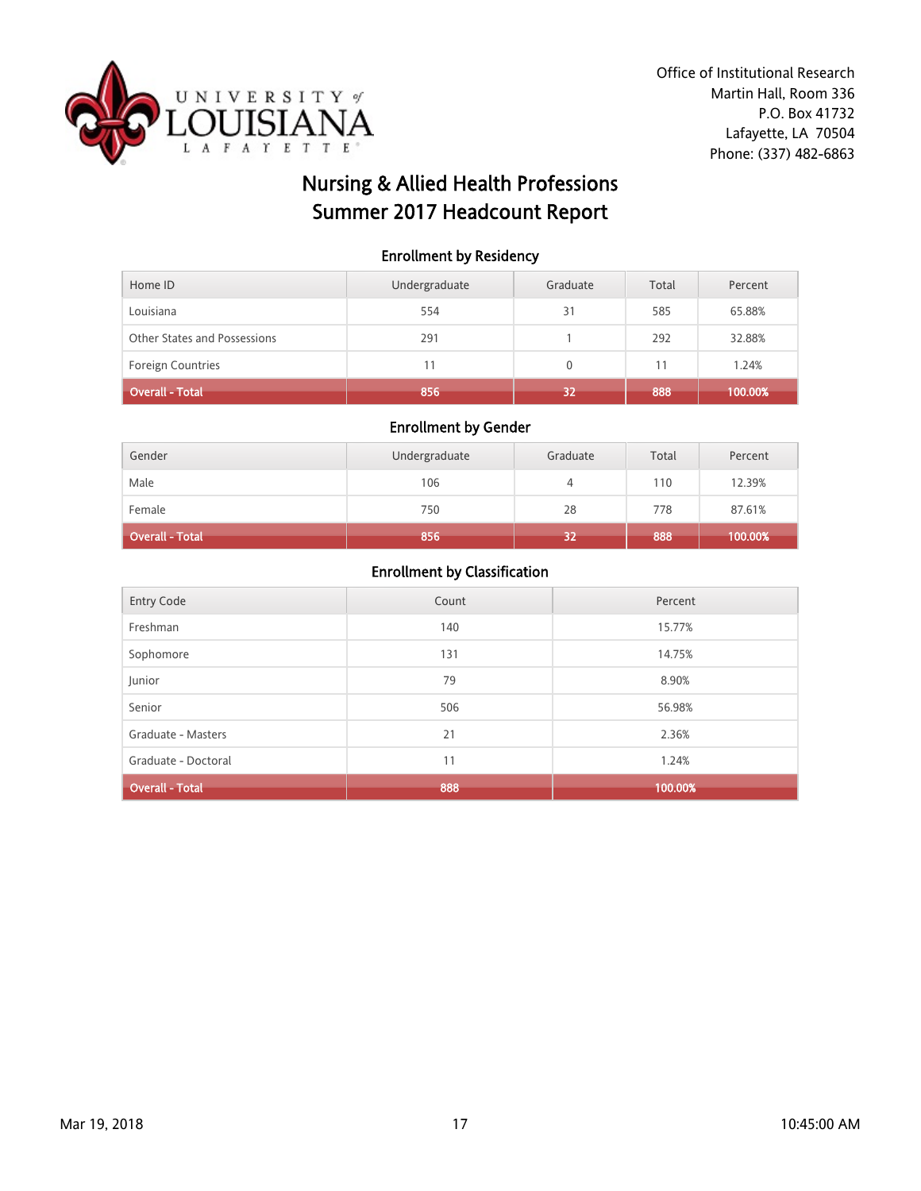Office of Institutional Research
Martin Hall, Room 336
P.O. Box 41732
Lafayette, LA 70504
Phone: (337) 482-6863

# Nursing & Allied Health Professions
# Summer 2017 Headcount Report

### Enrollment by Residency

| Home ID | Undergraduate | Graduate | Total | Percent |
|---|---|---|---|---|
| Louisiana | 554 | 31 | 585 | 65.88% |
| Other States and Possessions | 291 | 1 | 292 | 32.88% |
| Foreign Countries | 11 | 0 | 11 | 1.24% |
| **Overall - Total** | **856** | **32** | **888** | **100.00%** |

### Enrollment by Gender

| Gender | Undergraduate | Graduate | Total | Percent |
|---|---|---|---|---|
| Male | 106 | 4 | 110 | 12.39% |
| Female | 750 | 28 | 778 | 87.61% |
| **Overall - Total** | **856** | **32** | **888** | **100.00%** |

### Enrollment by Classification

| Entry Code | Count | Percent |
|---|---|---|
| Freshman | 140 | 15.77% |
| Sophomore | 131 | 14.75% |
| Junior | 79 | 8.90% |
| Senior | 506 | 56.98% |
| Graduate - Masters | 21 | 2.36% |
| Graduate - Doctoral | 11 | 1.24% |
| **Overall - Total** | **888** | **100.00%** |

Mar 19, 2018 10:45:00 AM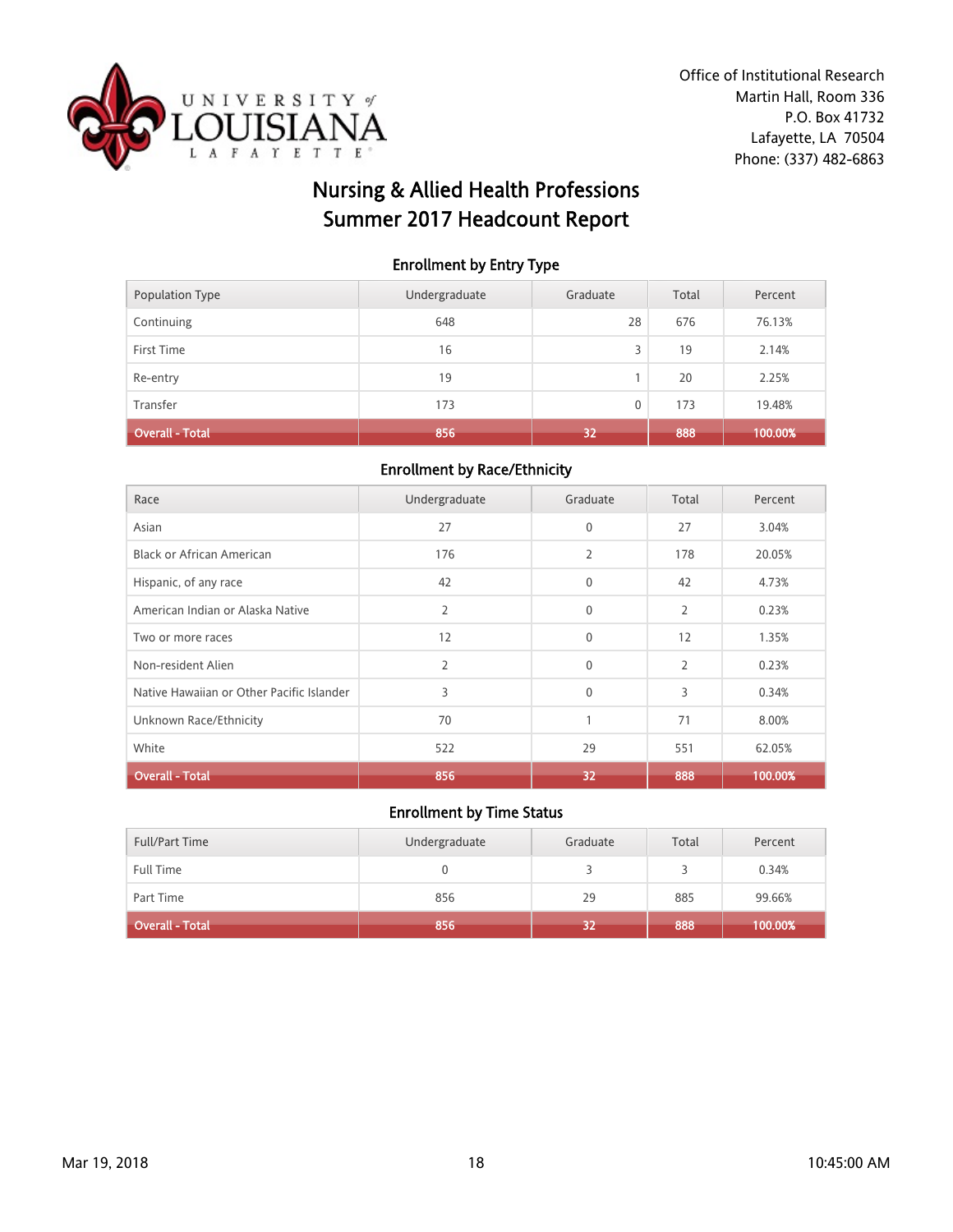Office of Institutional Research
Martin Hall, Room 336
P.O. Box 41732
Lafayette, LA 70504
Phone: (337) 482-6863

# Nursing & Allied Health Professions
# Summer 2017 Headcount Report

## Enrollment by Entry Type

| Population Type | Undergraduate | Graduate | Total | Percent |
|---|---|---|---|---|
| Continuing | 648 | 28 | 676 | 76.13% |
| First Time | 16 | 3 | 19 | 2.14% |
| Re-entry | 19 | 1 | 20 | 2.25% |
| Transfer | 173 | 0 | 173 | 19.48% |
| **Overall - Total** | **856** | **32** | **888** | **100.00%** |

## Enrollment by Race/Ethnicity

| Race | Undergraduate | Graduate | Total | Percent |
|---|---|---|---|---|
| Asian | 27 | 0 | 27 | 3.04% |
| Black or African American | 176 | 2 | 178 | 20.05% |
| Hispanic, of any race | 42 | 0 | 42 | 4.73% |
| American Indian or Alaska Native | 2 | 0 | 2 | 0.23% |
| Two or more races | 12 | 0 | 12 | 1.35% |
| Non-resident Alien | 2 | 0 | 2 | 0.23% |
| Native Hawaiian or Other Pacific Islander | 3 | 0 | 3 | 0.34% |
| Unknown Race/Ethnicity | 70 | 1 | 71 | 8.00% |
| White | 522 | 29 | 551 | 62.05% |
| **Overall - Total** | **856** | **32** | **888** | **100.00%** |

## Enrollment by Time Status

| Full/Part Time | Undergraduate | Graduate | Total | Percent |
|---|---|---|---|---|
| Full Time | 0 | 3 | 3 | 0.34% |
| Part Time | 856 | 29 | 885 | 99.66% |
| **Overall - Total** | **856** | **32** | **888** | **100.00%** |

Mar 19, 2018 10:45:00 AM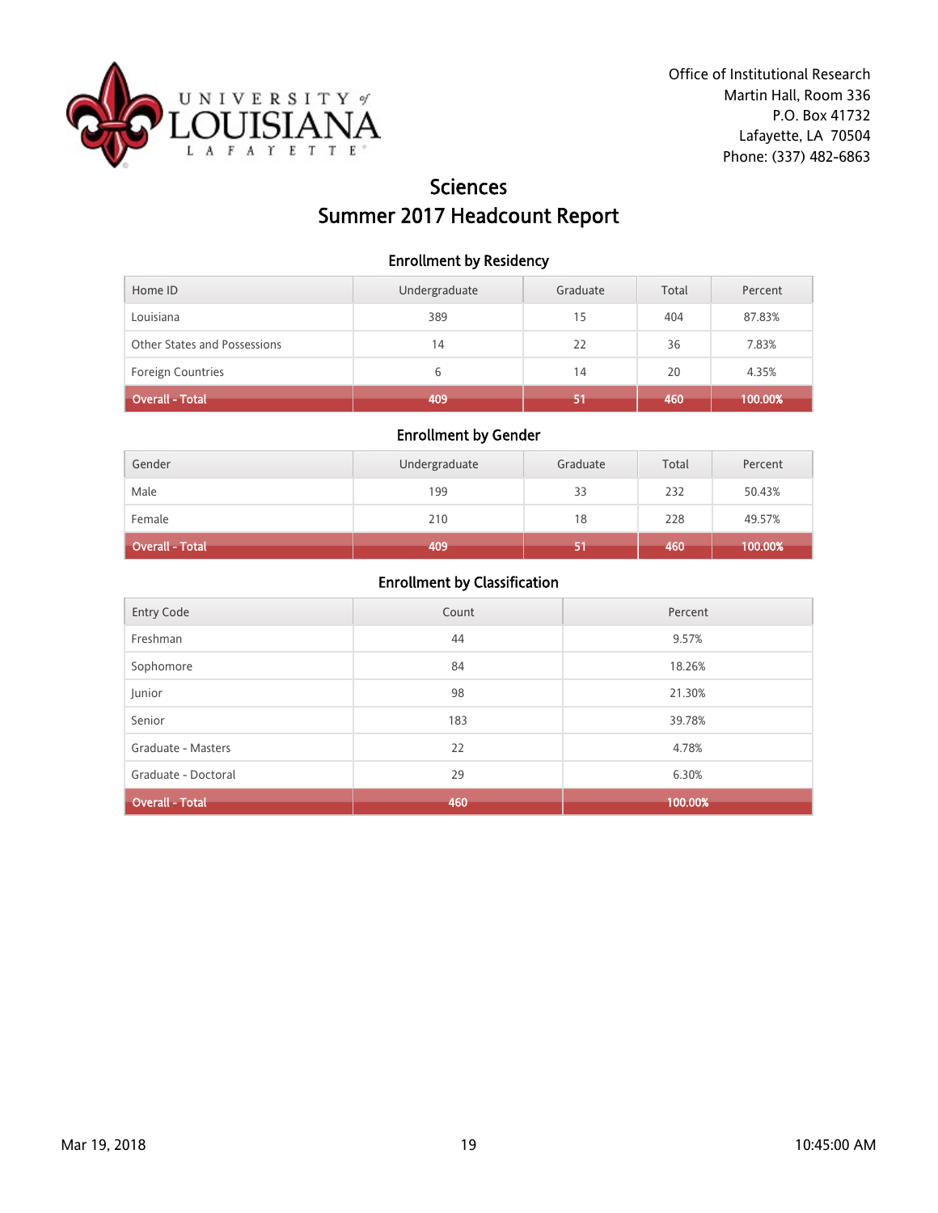Office of Institutional Research
Martin Hall, Room 336
P.O. Box 41732
Lafayette, LA 70504
Phone: (337) 482-6863

# Sciences
# Summer 2017 Headcount Report

### Enrollment by Residency

| Home ID | Undergraduate | Graduate | Total | Percent |
|---|---|---|---|---|
| Louisiana | 389 | 15 | 404 | 87.83% |
| Other States and Possessions | 14 | 22 | 36 | 7.83% |
| Foreign Countries | 6 | 14 | 20 | 4.35% |
| **Overall - Total** | **409** | **51** | **460** | **100.00%** |

### Enrollment by Gender

| Gender | Undergraduate | Graduate | Total | Percent |
|---|---|---|---|---|
| Male | 199 | 33 | 232 | 50.43% |
| Female | 210 | 18 | 228 | 49.57% |
| **Overall - Total** | **409** | **51** | **460** | **100.00%** |

### Enrollment by Classification

| Entry Code | Count | Percent |
|---|---|---|
| Freshman | 44 | 9.57% |
| Sophomore | 84 | 18.26% |
| Junior | 98 | 21.30% |
| Senior | 183 | 39.78% |
| Graduate - Masters | 22 | 4.78% |
| Graduate - Doctoral | 29 | 6.30% |
| **Overall - Total** | **460** | **100.00%** |

Mar 19, 2018 10:45:00 AM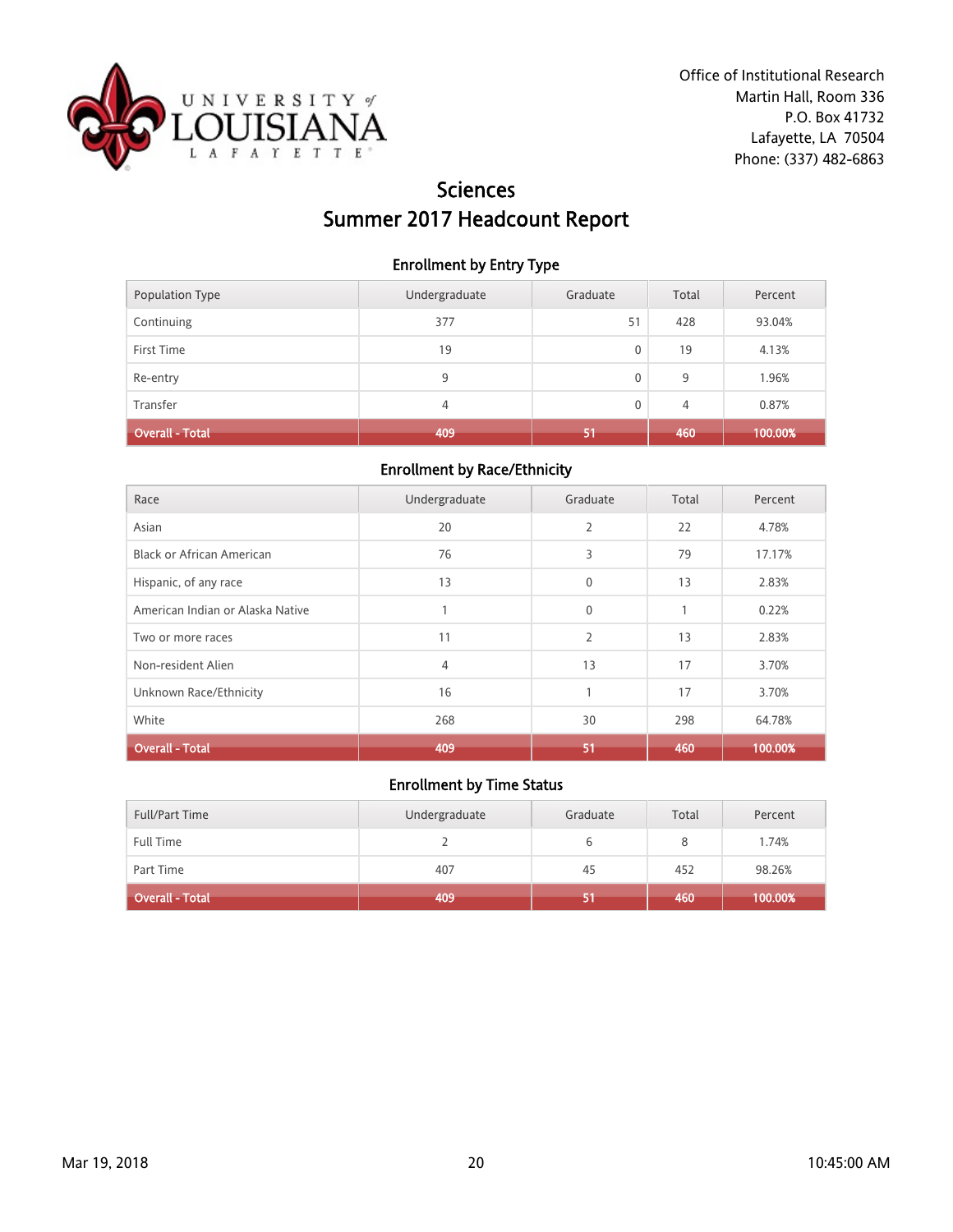Office of Institutional Research
Martin Hall, Room 336
P.O. Box 41732
Lafayette, LA 70504
Phone: (337) 482-6863

# Sciences
# Summer 2017 Headcount Report

### Enrollment by Entry Type

| Population Type | Undergraduate | Graduate | Total | Percent |
|---|---|---|---|---|
| Continuing | 377 | 51 | 428 | 93.04% |
| First Time | 19 | 0 | 19 | 4.13% |
| Re-entry | 9 | 0 | 9 | 1.96% |
| Transfer | 4 | 0 | 4 | 0.87% |
| **Overall - Total** | **409** | **51** | **460** | **100.00%** |

### Enrollment by Race/Ethnicity

| Race | Undergraduate | Graduate | Total | Percent |
|---|---|---|---|---|
| Asian | 20 | 2 | 22 | 4.78% |
| Black or African American | 76 | 3 | 79 | 17.17% |
| Hispanic, of any race | 13 | 0 | 13 | 2.83% |
| American Indian or Alaska Native | 1 | 0 | 1 | 0.22% |
| Two or more races | 11 | 2 | 13 | 2.83% |
| Non-resident Alien | 4 | 13 | 17 | 3.70% |
| Unknown Race/Ethnicity | 16 | 1 | 17 | 3.70% |
| White | 268 | 30 | 298 | 64.78% |
| **Overall - Total** | **409** | **51** | **460** | **100.00%** |

### Enrollment by Time Status

| Full/Part Time | Undergraduate | Graduate | Total | Percent |
|---|---|---|---|---|
| Full Time | 2 | 6 | 8 | 1.74% |
| Part Time | 407 | 45 | 452 | 98.26% |
| **Overall - Total** | **409** | **51** | **460** | **100.00%** |

Mar 19, 2018 10:45:00 AM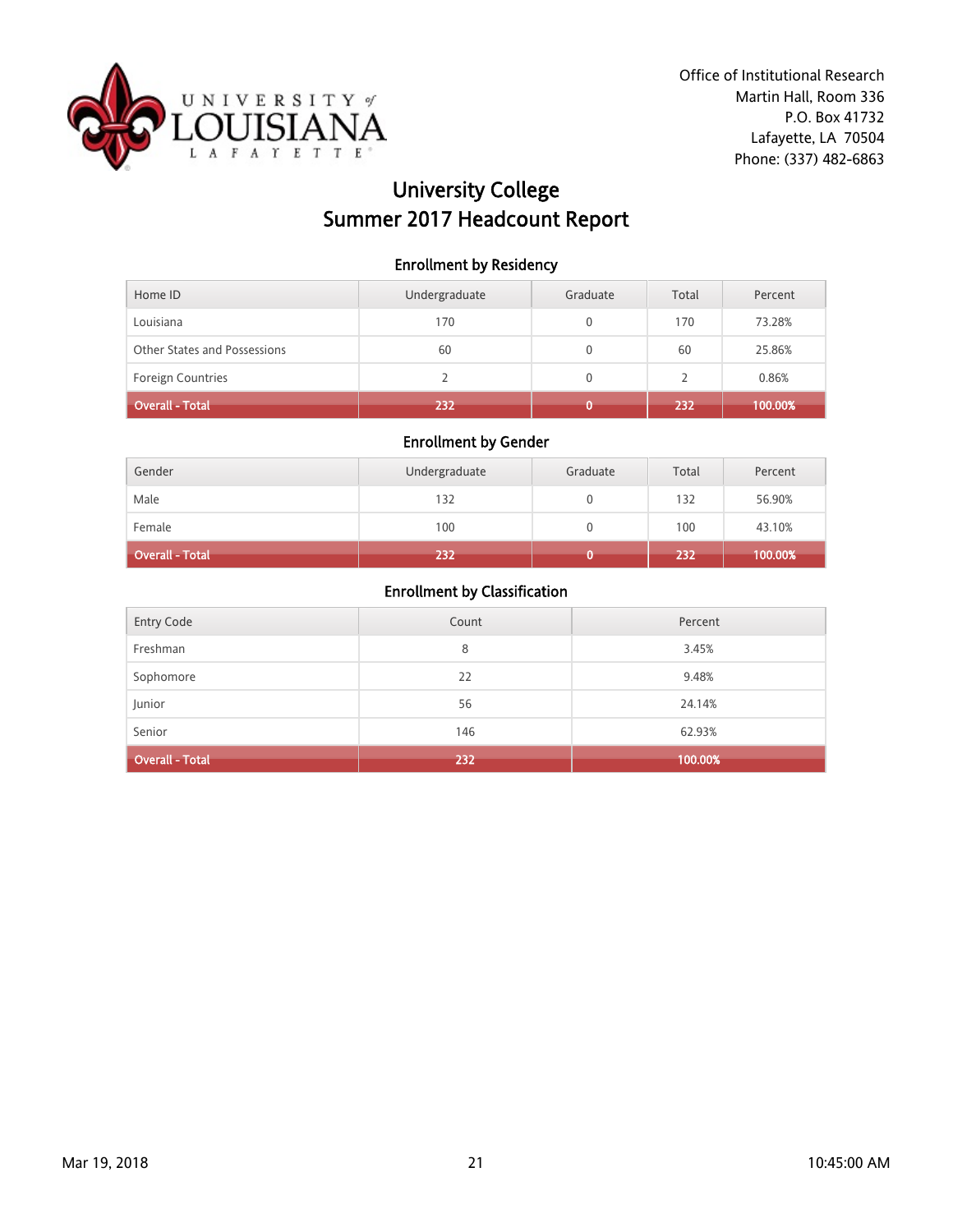Office of Institutional Research
Martin Hall, Room 336
P.O. Box 41732
Lafayette, LA 70504
Phone: (337) 482-6863

# University College
# Summer 2017 Headcount Report

### Enrollment by Residency

| Home ID | Undergraduate | Graduate | Total | Percent |
|---|---|---|---|---|
| Louisiana | 170 | 0 | 170 | 73.28% |
| Other States and Possessions | 60 | 0 | 60 | 25.86% |
| Foreign Countries | 2 | 0 | 2 | 0.86% |
| **Overall - Total** | **232** | **0** | **232** | **100.00%** |

### Enrollment by Gender

| Gender | Undergraduate | Graduate | Total | Percent |
|---|---|---|---|---|
| Male | 132 | 0 | 132 | 56.90% |
| Female | 100 | 0 | 100 | 43.10% |
| **Overall - Total** | **232** | **0** | **232** | **100.00%** |

### Enrollment by Classification

| Entry Code | Count | Percent |
|---|---|---|
| Freshman | 8 | 3.45% |
| Sophomore | 22 | 9.48% |
| Junior | 56 | 24.14% |
| Senior | 146 | 62.93% |
| **Overall - Total** | **232** | **100.00%** |

Mar 19, 2018 10:45:00 AM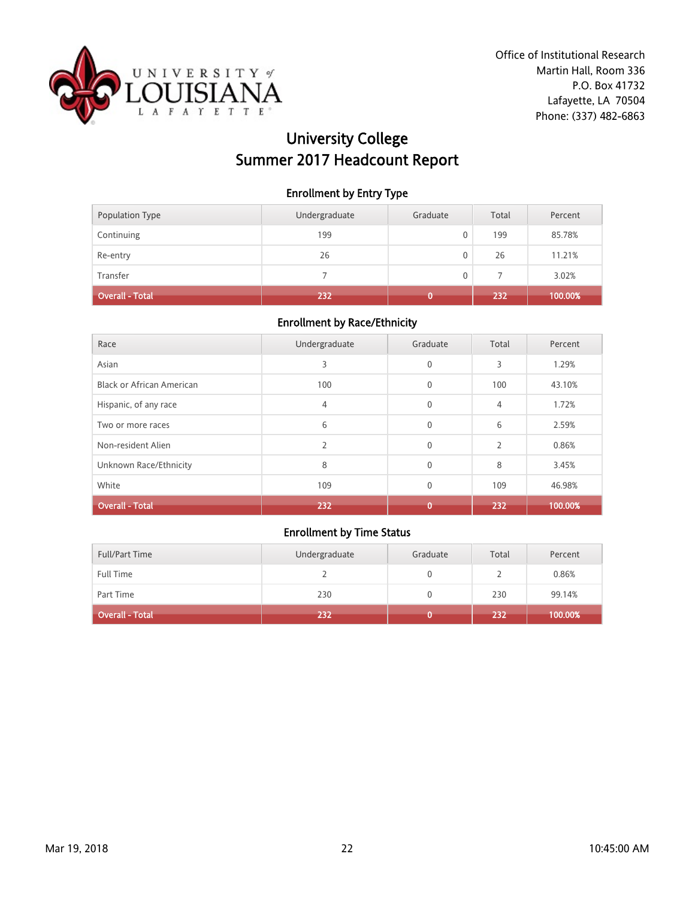Office of Institutional Research
Martin Hall, Room 336
P.O. Box 41732
Lafayette, LA 70504
Phone: (337) 482-6863

# University College
# Summer 2017 Headcount Report

### Enrollment by Entry Type

| Population Type | Undergraduate | Graduate | Total | Percent |
|---|---|---|---|---|
| Continuing | 199 | 0 | 199 | 85.78% |
| Re-entry | 26 | 0 | 26 | 11.21% |
| Transfer | 7 | 0 | 7 | 3.02% |
| **Overall - Total** | **232** | **0** | **232** | **100.00%** |

### Enrollment by Race/Ethnicity

| Race | Undergraduate | Graduate | Total | Percent |
|---|---|---|---|---|
| Asian | 3 | 0 | 3 | 1.29% |
| Black or African American | 100 | 0 | 100 | 43.10% |
| Hispanic, of any race | 4 | 0 | 4 | 1.72% |
| Two or more races | 6 | 0 | 6 | 2.59% |
| Non-resident Alien | 2 | 0 | 2 | 0.86% |
| Unknown Race/Ethnicity | 8 | 0 | 8 | 3.45% |
| White | 109 | 0 | 109 | 46.98% |
| **Overall - Total** | **232** | **0** | **232** | **100.00%** |

### Enrollment by Time Status

| Full/Part Time | Undergraduate | Graduate | Total | Percent |
|---|---|---|---|---|
| Full Time | 2 | 0 | 2 | 0.86% |
| Part Time | 230 | 0 | 230 | 99.14% |
| **Overall - Total** | **232** | **0** | **232** | **100.00%** |

Mar 19, 2018 10:45:00 AM